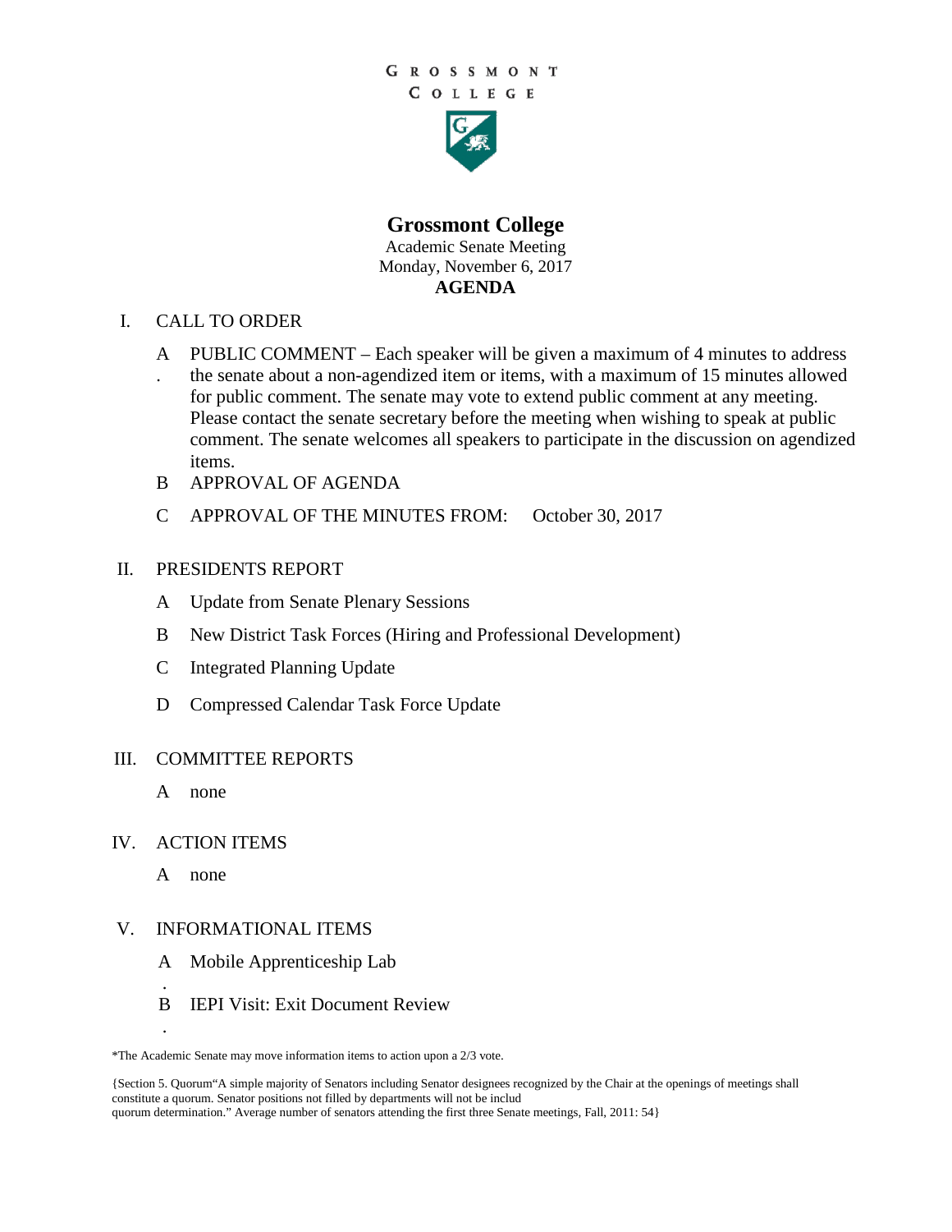GROSSMONT
COLLEGE

# Grossmont College

Academic Senate Meeting
Monday, November 6, 2017
**AGENDA**

I. CALL TO ORDER

- A. PUBLIC COMMENT – Each speaker will be given a maximum of 4 minutes to address the senate about a non-agendized item or items, with a maximum of 15 minutes allowed for public comment. The senate may vote to extend public comment at any meeting. Please contact the senate secretary before the meeting when wishing to speak at public comment. The senate welcomes all speakers to participate in the discussion on agendized items.
- B APPROVAL OF AGENDA
- C APPROVAL OF THE MINUTES FROM: October 30, 2017

II. PRESIDENTS REPORT

- A Update from Senate Plenary Sessions
- B New District Task Forces (Hiring and Professional Development)
- C Integrated Planning Update
- D Compressed Calendar Task Force Update

III. COMMITTEE REPORTS

- A none

IV. ACTION ITEMS

- A none

V. INFORMATIONAL ITEMS

- A. Mobile Apprenticeship Lab
- B. IEPI Visit: Exit Document Review

*The Academic Senate may move information items to action upon a 2/3 vote.

{Section 5. Quorum"A simple majority of Senators including Senator designees recognized by the Chair at the openings of meetings shall constitute a quorum. Senator positions not filled by departments will not be includ quorum determination." Average number of senators attending the first three Senate meetings, Fall, 2011: 54}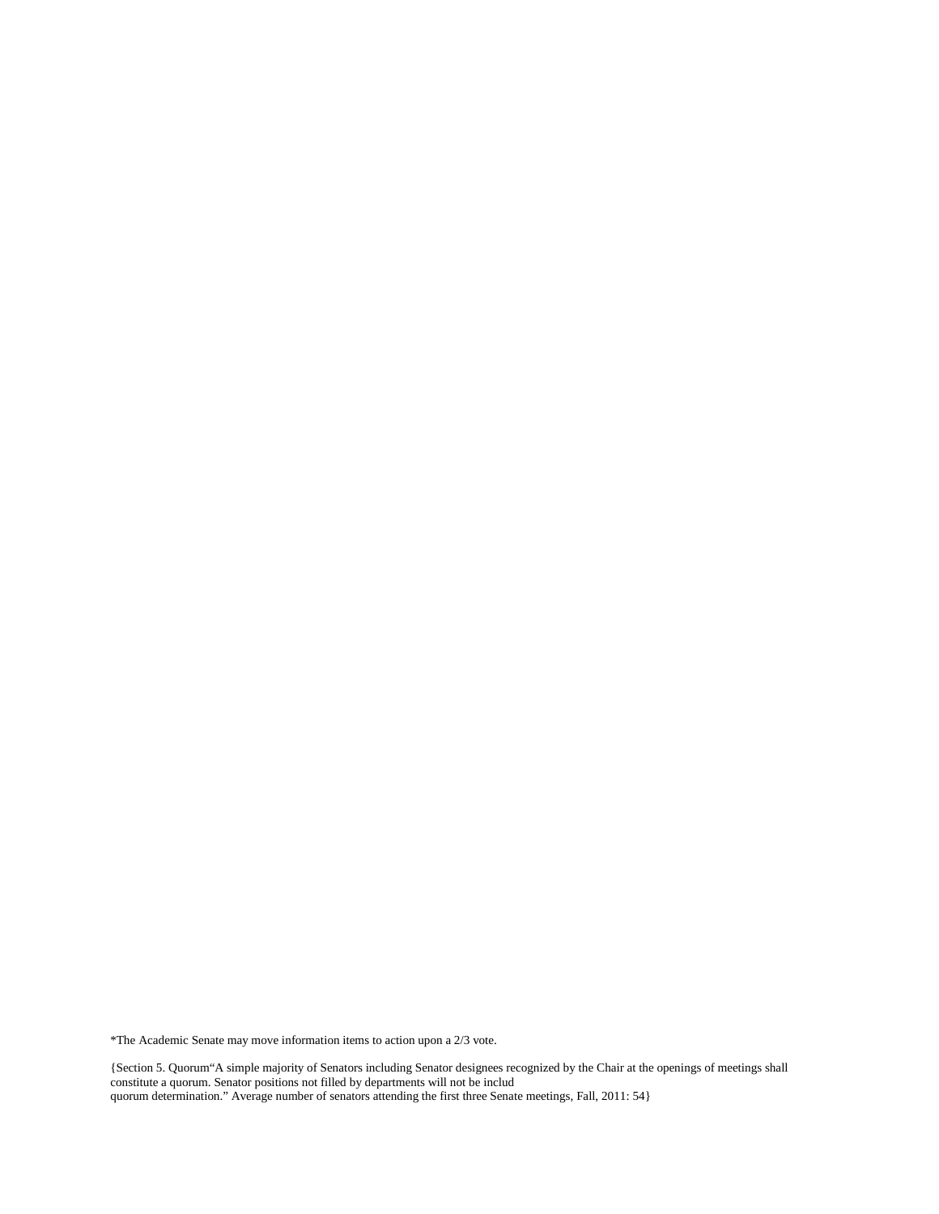*The Academic Senate may move information items to action upon a 2/3 vote.

{Section 5. Quorum"A simple majority of Senators including Senator designees recognized by the Chair at the openings of meetings shall constitute a quorum. Senator positions not filled by departments will not be includ
quorum determination." Average number of senators attending the first three Senate meetings, Fall, 2011: 54}